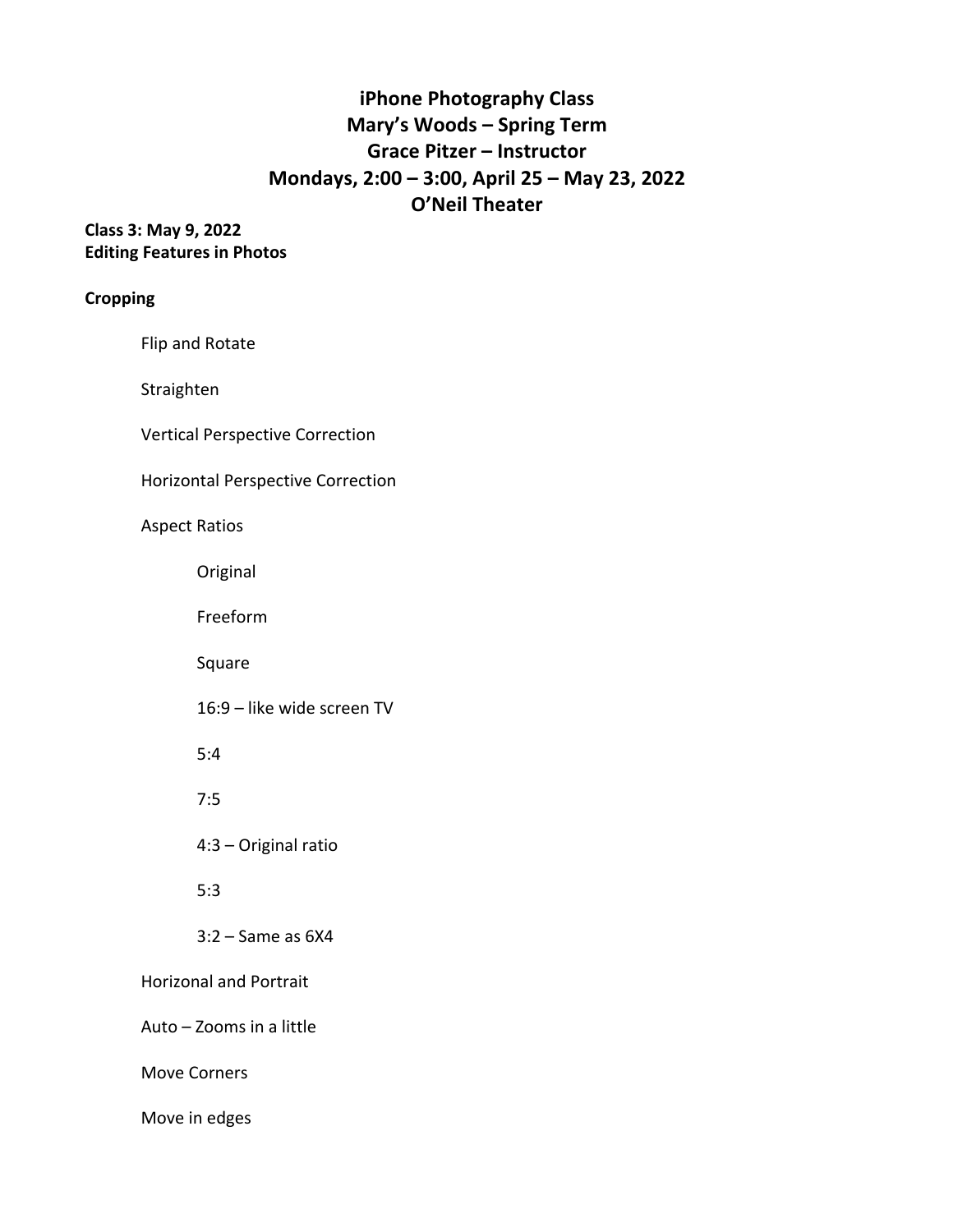# iPhone Photography Class
# Mary's Woods – Spring Term
# Grace Pitzer – Instructor
# Mondays, 2:00 – 3:00, April 25 – May 23, 2022
# O'Neil Theater

**Class 3: May 9, 2022**
**Editing Features in Photos**

**Cropping**

- Flip and Rotate
- Straighten
- Vertical Perspective Correction
- Horizontal Perspective Correction
- Aspect Ratios
  - Original
  - Freeform
  - Square
  - 16:9 – like wide screen TV
  - 5:4
  - 7:5
  - 4:3 – Original ratio
  - 5:3
  - 3:2 – Same as 6X4
- Horizonal and Portrait
- Auto – Zooms in a little
- Move Corners
- Move in edges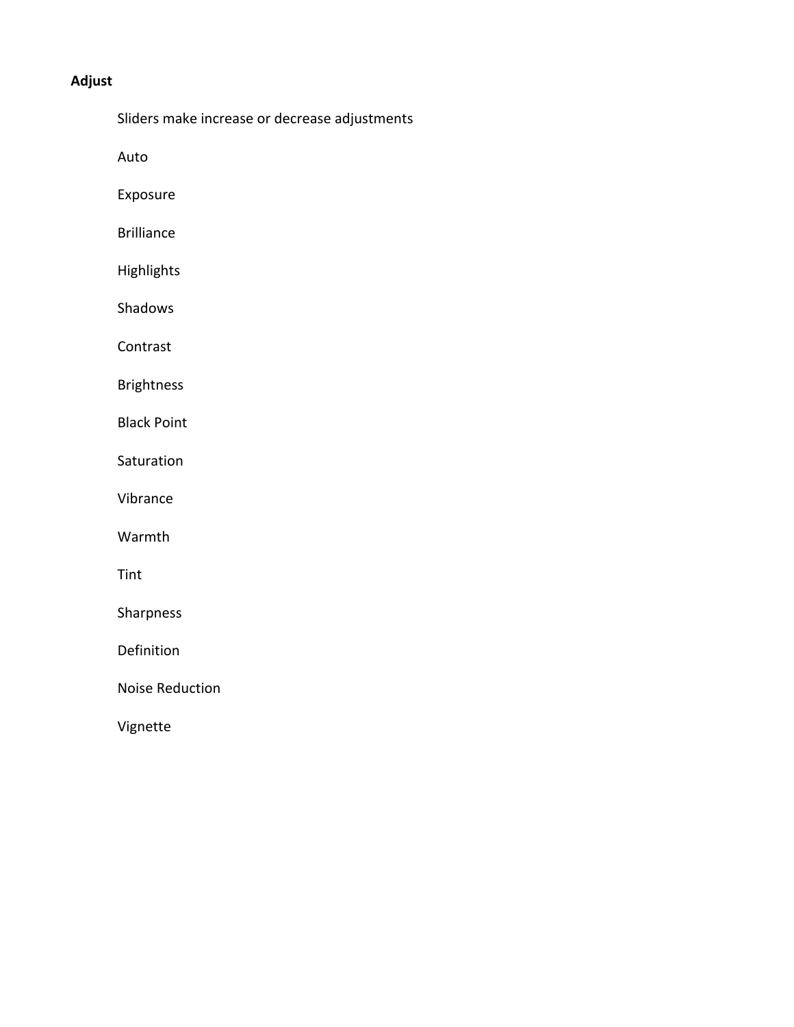**Adjust**

Sliders make increase or decrease adjustments

Auto

Exposure

Brilliance

Highlights

Shadows

Contrast

Brightness

Black Point

Saturation

Vibrance

Warmth

Tint

Sharpness

Definition

Noise Reduction

Vignette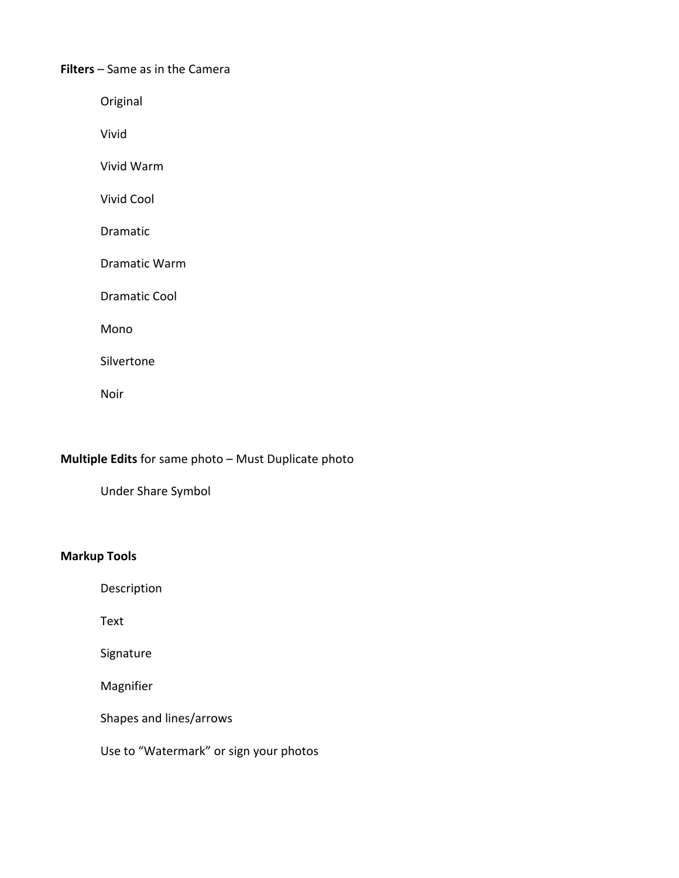**Filters** – Same as in the Camera

- Original
- Vivid
- Vivid Warm
- Vivid Cool
- Dramatic
- Dramatic Warm
- Dramatic Cool
- Mono
- Silvertone
- Noir

**Multiple Edits** for same photo – Must Duplicate photo

- Under Share Symbol

**Markup Tools**

- Description
- Text
- Signature
- Magnifier
- Shapes and lines/arrows
- Use to "Watermark" or sign your photos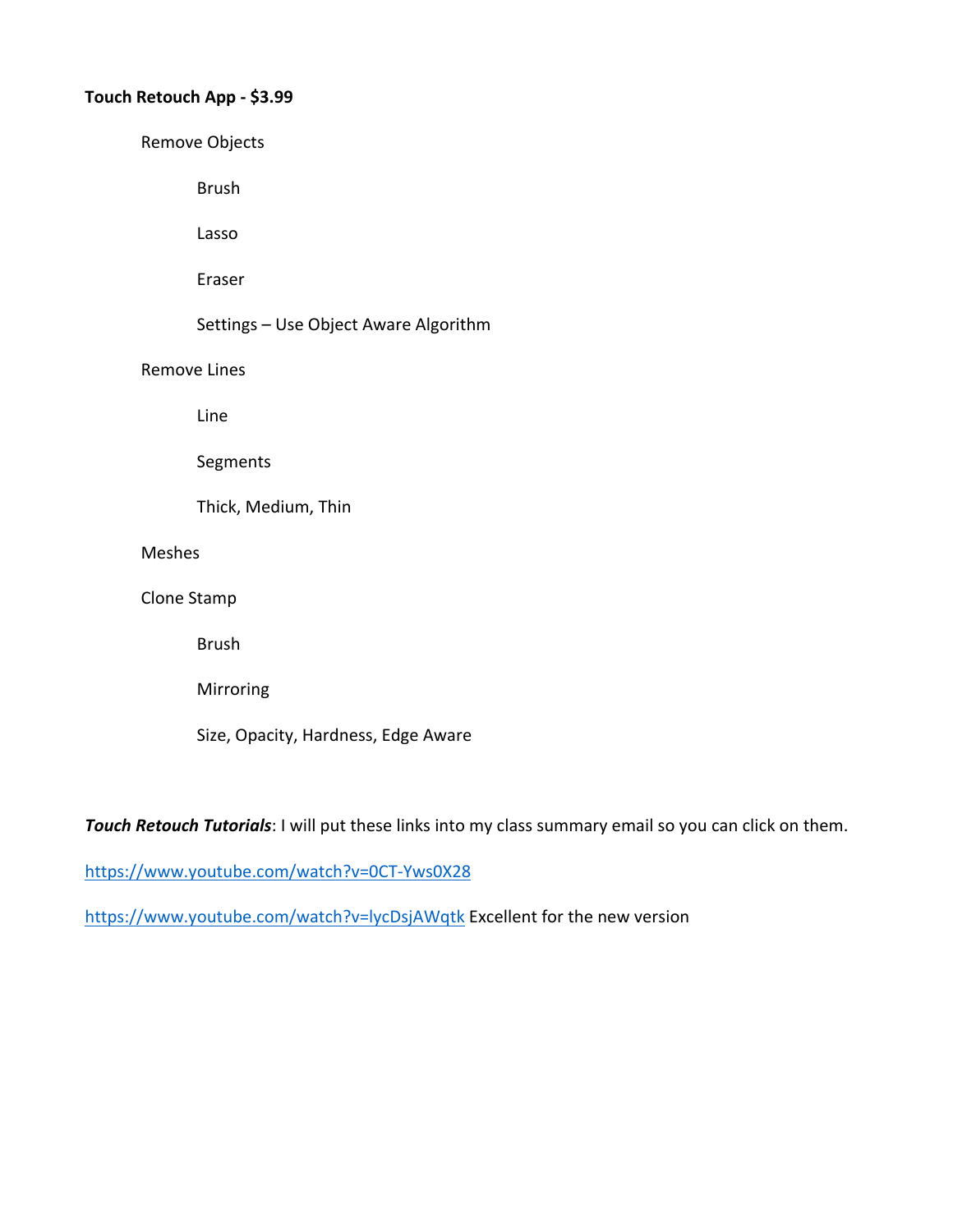**Touch Retouch App - $3.99**

- Remove Objects
  - Brush
  - Lasso
  - Eraser
  - Settings – Use Object Aware Algorithm
- Remove Lines
  - Line
  - Segments
  - Thick, Medium, Thin
- Meshes
- Clone Stamp
  - Brush
  - Mirroring
  - Size, Opacity, Hardness, Edge Aware

***Touch Retouch Tutorials***: I will put these links into my class summary email so you can click on them.

https://www.youtube.com/watch?v=0CT-Yws0X28

https://www.youtube.com/watch?v=lycDsjAWqtk Excellent for the new version